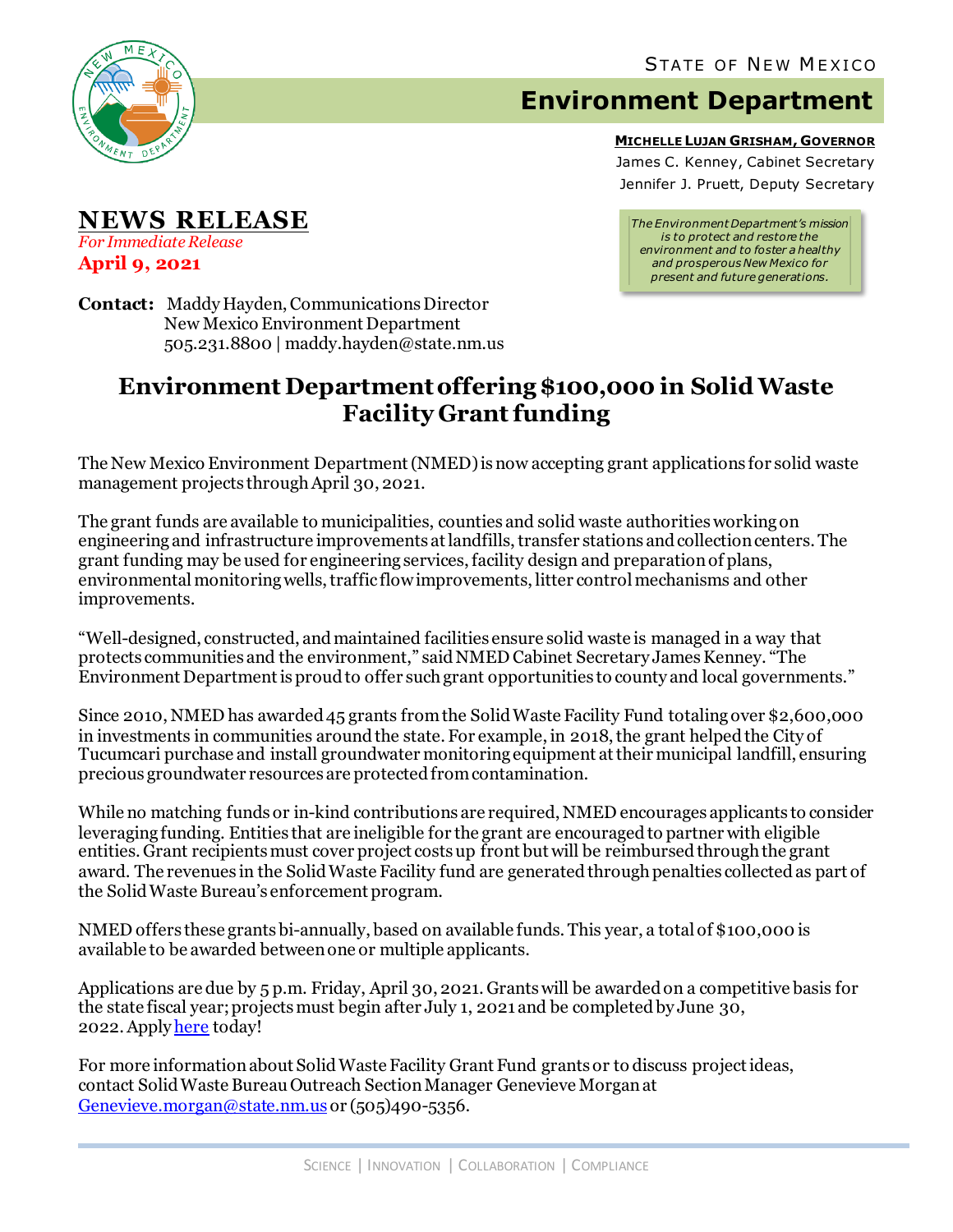STATE OF NEW MEXICO

# Environment Department

**MICHELLE LUJAN GRISHAM, GOVERNOR**
James C. Kenney, Cabinet Secretary
Jennifer J. Pruett, Deputy Secretary

*The Environment Department's mission is to protect and restore the environment and to foster a healthy and prosperous New Mexico for present and future generations.*

## NEWS RELEASE

*For Immediate Release*
**April 9, 2021**

**Contact:** Maddy Hayden, Communications Director
New Mexico Environment Department
505.231.8800 | maddy.hayden@state.nm.us

# Environment Department offering $100,000 in Solid Waste Facility Grant funding

The New Mexico Environment Department (NMED) is now accepting grant applications for solid waste management projects through April 30, 2021.

The grant funds are available to municipalities, counties and solid waste authorities working on engineering and infrastructure improvements at landfills, transfer stations and collection centers. The grant funding may be used for engineering services, facility design and preparation of plans, environmental monitoring wells, traffic flow improvements, litter control mechanisms and other improvements.

"Well-designed, constructed, and maintained facilities ensure solid waste is managed in a way that protects communities and the environment," said NMED Cabinet Secretary James Kenney. "The Environment Department is proud to offer such grant opportunities to county and local governments."

Since 2010, NMED has awarded 45 grants from the Solid Waste Facility Fund totaling over $2,600,000 in investments in communities around the state. For example, in 2018, the grant helped the City of Tucumcari purchase and install groundwater monitoring equipment at their municipal landfill, ensuring precious groundwater resources are protected from contamination.

While no matching funds or in-kind contributions are required, NMED encourages applicants to consider leveraging funding. Entities that are ineligible for the grant are encouraged to partner with eligible entities. Grant recipients must cover project costs up front but will be reimbursed through the grant award. The revenues in the Solid Waste Facility fund are generated through penalties collected as part of the Solid Waste Bureau's enforcement program.

NMED offers these grants bi-annually, based on available funds. This year, a total of $100,000 is available to be awarded between one or multiple applicants.

Applications are due by 5 p.m. Friday, April 30, 2021. Grants will be awarded on a competitive basis for the state fiscal year; projects must begin after July 1, 2021 and be completed by June 30, 2022. Apply here today!

For more information about Solid Waste Facility Grant Fund grants or to discuss project ideas, contact Solid Waste Bureau Outreach Section Manager Genevieve Morgan at Genevieve.morgan@state.nm.us or (505)490-5356.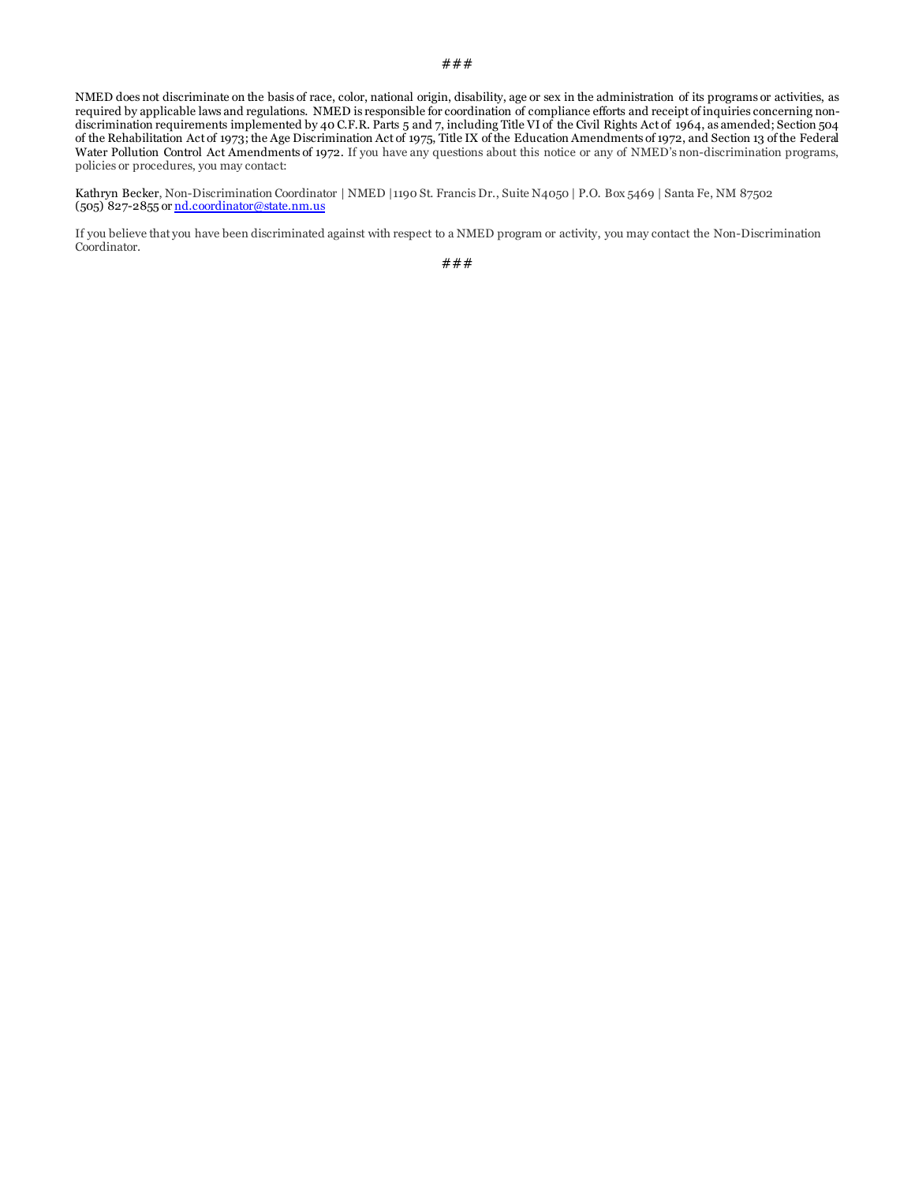###

NMED does not discriminate on the basis of race, color, national origin, disability, age or sex in the administration of its programs or activities, as required by applicable laws and regulations. NMED is responsible for coordination of compliance efforts and receipt of inquiries concerning non-discrimination requirements implemented by 40 C.F.R. Parts 5 and 7, including Title VI of the Civil Rights Act of 1964, as amended; Section 504 of the Rehabilitation Act of 1973; the Age Discrimination Act of 1975, Title IX of the Education Amendments of 1972, and Section 13 of the Federal Water Pollution Control Act Amendments of 1972. If you have any questions about this notice or any of NMED's non-discrimination programs, policies or procedures, you may contact:

Kathryn Becker, Non-Discrimination Coordinator | NMED |1190 St. Francis Dr., Suite N4050 | P.O. Box 5469 | Santa Fe, NM 87502
(505) 827-2855 or nd.coordinator@state.nm.us

If you believe that you have been discriminated against with respect to a NMED program or activity, you may contact the Non-Discrimination Coordinator.

###